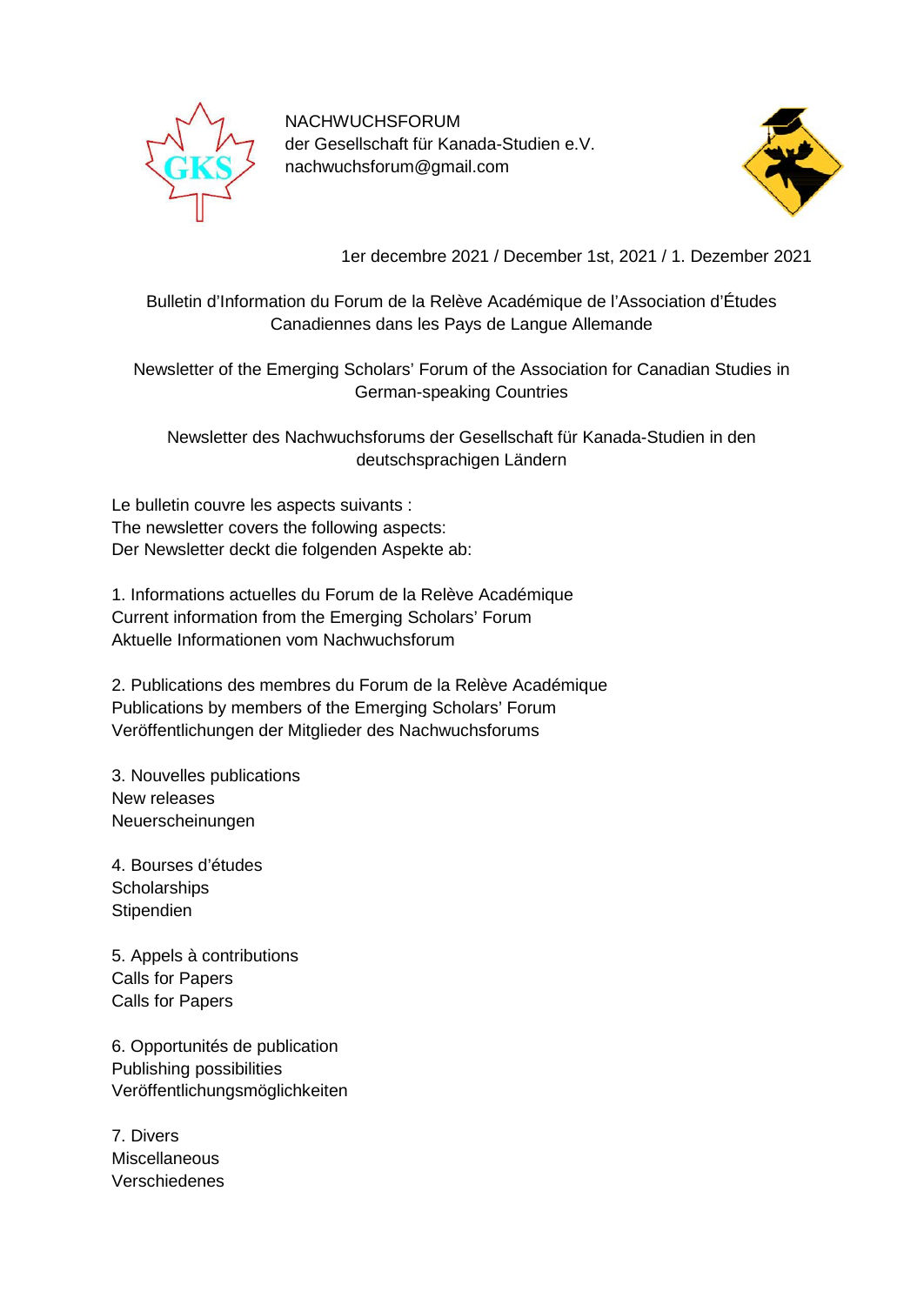NACHWUCHSFORUM
der Gesellschaft für Kanada-Studien e.V.
nachwuchsforum@gmail.com

1er decembre 2021 / December 1st, 2021 / 1. Dezember 2021

Bulletin d'Information du Forum de la Relève Académique de l'Association d'Études Canadiennes dans les Pays de Langue Allemande

Newsletter of the Emerging Scholars' Forum of the Association for Canadian Studies in German-speaking Countries

Newsletter des Nachwuchsforums der Gesellschaft für Kanada-Studien in den deutschsprachigen Ländern

Le bulletin couvre les aspects suivants :
The newsletter covers the following aspects:
Der Newsletter deckt die folgenden Aspekte ab:

1. Informations actuelles du Forum de la Relève Académique
Current information from the Emerging Scholars' Forum
Aktuelle Informationen vom Nachwuchsforum

2. Publications des membres du Forum de la Relève Académique
Publications by members of the Emerging Scholars' Forum
Veröffentlichungen der Mitglieder des Nachwuchsforums

3. Nouvelles publications
New releases
Neuerscheinungen

4. Bourses d'études
Scholarships
Stipendien

5. Appels à contributions
Calls for Papers
Calls for Papers

6. Opportunités de publication
Publishing possibilities
Veröffentlichungsmöglichkeiten

7. Divers
Miscellaneous
Verschiedenes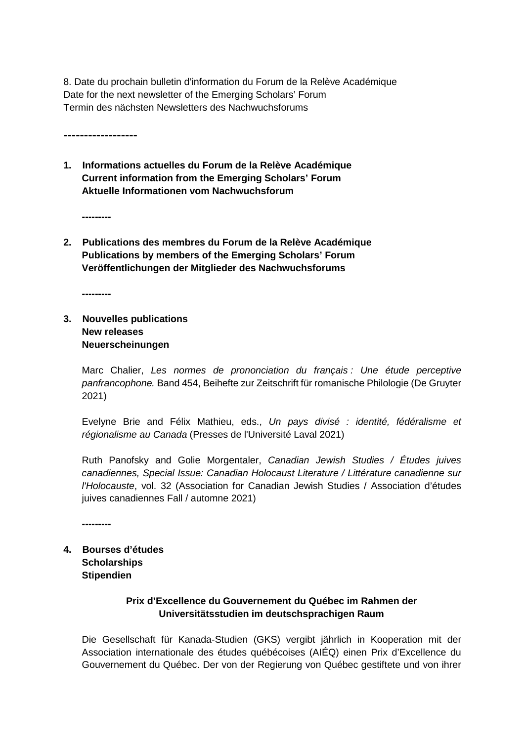8. Date du prochain bulletin d'information du Forum de la Relève Académique
Date for the next newsletter of the Emerging Scholars' Forum
Termin des nächsten Newsletters des Nachwuchsforums

------------------

**1. Informations actuelles du Forum de la Relève Académique**
**Current information from the Emerging Scholars' Forum**
**Aktuelle Informationen vom Nachwuchsforum**

---------

**2. Publications des membres du Forum de la Relève Académique**
**Publications by members of the Emerging Scholars' Forum**
**Veröffentlichungen der Mitglieder des Nachwuchsforums**

---------

**3. Nouvelles publications**
**New releases**
**Neuerscheinungen**

Marc Chalier, *Les normes de prononciation du français : Une étude perceptive panfrancophone.* Band 454, Beihefte zur Zeitschrift für romanische Philologie (De Gruyter 2021)

Evelyne Brie and Félix Mathieu, eds., *Un pays divisé : identité, fédéralisme et régionalisme au Canada* (Presses de l'Université Laval 2021)

Ruth Panofsky and Golie Morgentaler, *Canadian Jewish Studies / Études juives canadiennes, Special Issue: Canadian Holocaust Literature / Littérature canadienne sur l'Holocauste*, vol. 32 (Association for Canadian Jewish Studies / Association d'études juives canadiennes Fall / automne 2021)

---------

**4. Bourses d'études**
**Scholarships**
**Stipendien**

**Prix d'Excellence du Gouvernement du Québec im Rahmen der Universitätsstudien im deutschsprachigen Raum**

Die Gesellschaft für Kanada-Studien (GKS) vergibt jährlich in Kooperation mit der Association internationale des études québécoises (AIÉQ) einen Prix d'Excellence du Gouvernement du Québec. Der von der Regierung von Québec gestiftete und von ihrer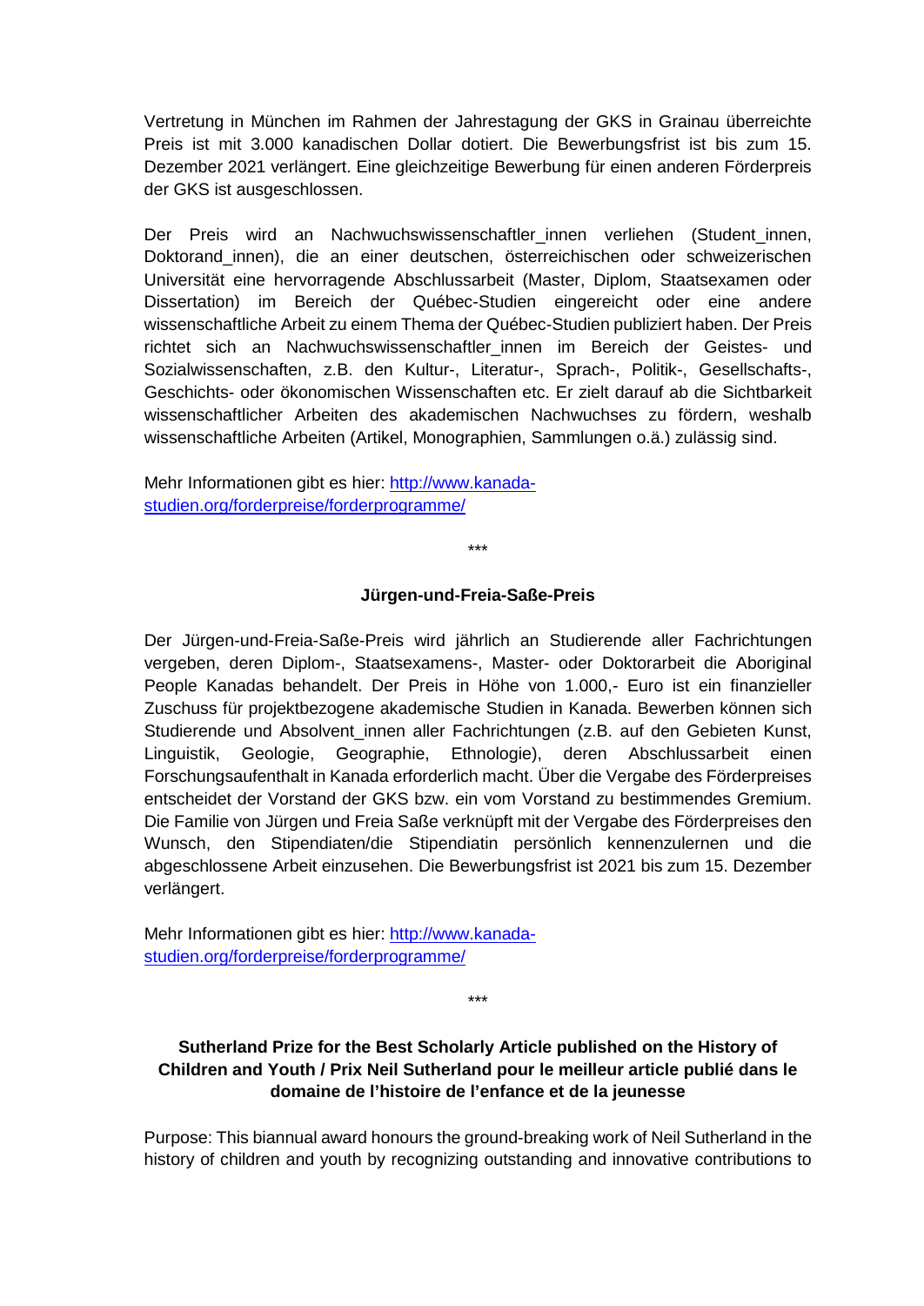Vertretung in München im Rahmen der Jahrestagung der GKS in Grainau überreichte Preis ist mit 3.000 kanadischen Dollar dotiert. Die Bewerbungsfrist ist bis zum 15. Dezember 2021 verlängert. Eine gleichzeitige Bewerbung für einen anderen Förderpreis der GKS ist ausgeschlossen.

Der Preis wird an Nachwuchswissenschaftler_innen verliehen (Student_innen, Doktorand_innen), die an einer deutschen, österreichischen oder schweizerischen Universität eine hervorragende Abschlussarbeit (Master, Diplom, Staatsexamen oder Dissertation) im Bereich der Québec-Studien eingereicht oder eine andere wissenschaftliche Arbeit zu einem Thema der Québec-Studien publiziert haben. Der Preis richtet sich an Nachwuchswissenschaftler_innen im Bereich der Geistes- und Sozialwissenschaften, z.B. den Kultur-, Literatur-, Sprach-, Politik-, Gesellschafts-, Geschichts- oder ökonomischen Wissenschaften etc. Er zielt darauf ab die Sichtbarkeit wissenschaftlicher Arbeiten des akademischen Nachwuchses zu fördern, weshalb wissenschaftliche Arbeiten (Artikel, Monographien, Sammlungen o.ä.) zulässig sind.

Mehr Informationen gibt es hier: [http://www.kanada-studien.org/forderpreise/forderprogramme/](http://www.kanada-studien.org/forderpreise/forderprogramme/)

***

### Jürgen-und-Freia-Saße-Preis

Der Jürgen-und-Freia-Saße-Preis wird jährlich an Studierende aller Fachrichtungen vergeben, deren Diplom-, Staatsexamens-, Master- oder Doktorarbeit die Aboriginal People Kanadas behandelt. Der Preis in Höhe von 1.000,- Euro ist ein finanzieller Zuschuss für projektbezogene akademische Studien in Kanada. Bewerben können sich Studierende und Absolvent_innen aller Fachrichtungen (z.B. auf den Gebieten Kunst, Linguistik, Geologie, Geographie, Ethnologie), deren Abschlussarbeit einen Forschungsaufenthalt in Kanada erforderlich macht. Über die Vergabe des Förderpreises entscheidet der Vorstand der GKS bzw. ein vom Vorstand zu bestimmendes Gremium. Die Familie von Jürgen und Freia Saße verknüpft mit der Vergabe des Förderpreises den Wunsch, den Stipendiaten/die Stipendiatin persönlich kennenzulernen und die abgeschlossene Arbeit einzusehen. Die Bewerbungsfrist ist 2021 bis zum 15. Dezember verlängert.

Mehr Informationen gibt es hier: [http://www.kanada-studien.org/forderpreise/forderprogramme/](http://www.kanada-studien.org/forderpreise/forderprogramme/)

***

### Sutherland Prize for the Best Scholarly Article published on the History of Children and Youth / Prix Neil Sutherland pour le meilleur article publié dans le domaine de l'histoire de l'enfance et de la jeunesse

Purpose: This biannual award honours the ground-breaking work of Neil Sutherland in the history of children and youth by recognizing outstanding and innovative contributions to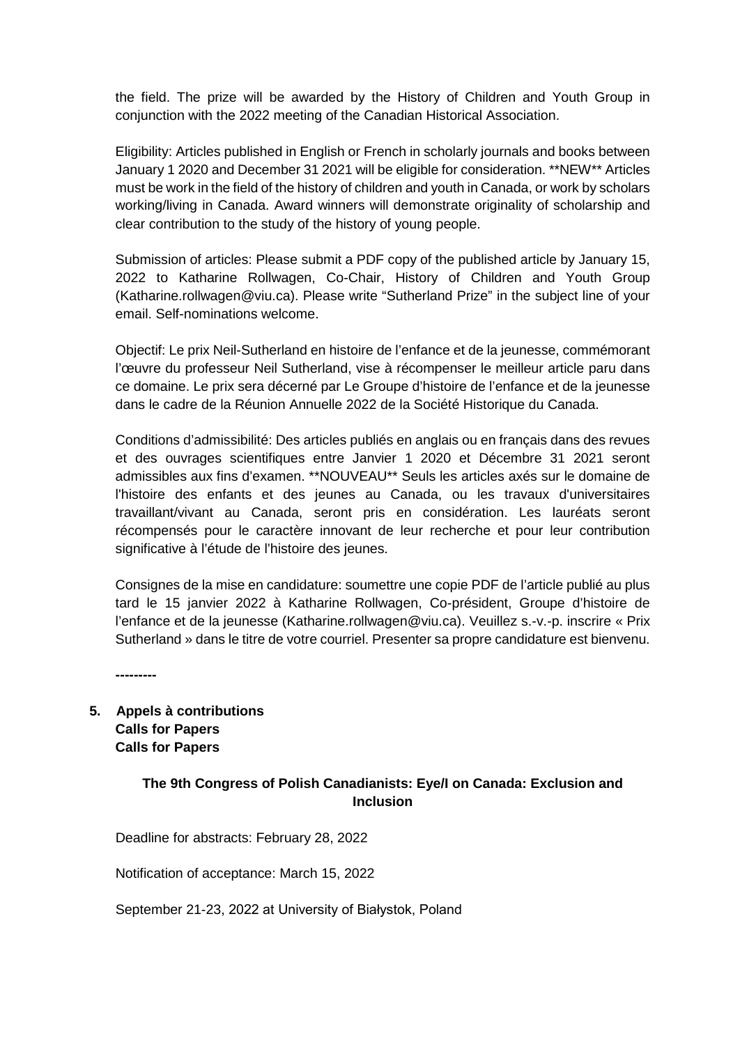the field. The prize will be awarded by the History of Children and Youth Group in conjunction with the 2022 meeting of the Canadian Historical Association.

Eligibility: Articles published in English or French in scholarly journals and books between January 1 2020 and December 31 2021 will be eligible for consideration. **NEW** Articles must be work in the field of the history of children and youth in Canada, or work by scholars working/living in Canada. Award winners will demonstrate originality of scholarship and clear contribution to the study of the history of young people.

Submission of articles: Please submit a PDF copy of the published article by January 15, 2022 to Katharine Rollwagen, Co-Chair, History of Children and Youth Group (Katharine.rollwagen@viu.ca). Please write "Sutherland Prize" in the subject line of your email. Self-nominations welcome.

Objectif: Le prix Neil-Sutherland en histoire de l'enfance et de la jeunesse, commémorant l'œuvre du professeur Neil Sutherland, vise à récompenser le meilleur article paru dans ce domaine. Le prix sera décerné par Le Groupe d'histoire de l'enfance et de la jeunesse dans le cadre de la Réunion Annuelle 2022 de la Société Historique du Canada.

Conditions d'admissibilité: Des articles publiés en anglais ou en français dans des revues et des ouvrages scientifiques entre Janvier 1 2020 et Décembre 31 2021 seront admissibles aux fins d'examen. **NOUVEAU** Seuls les articles axés sur le domaine de l'histoire des enfants et des jeunes au Canada, ou les travaux d'universitaires travaillant/vivant au Canada, seront pris en considération. Les lauréats seront récompensés pour le caractère innovant de leur recherche et pour leur contribution significative à l'étude de l'histoire des jeunes.

Consignes de la mise en candidature: soumettre une copie PDF de l'article publié au plus tard le 15 janvier 2022 à Katharine Rollwagen, Co-président, Groupe d'histoire de l'enfance et de la jeunesse (Katharine.rollwagen@viu.ca). Veuillez s.-v.-p. inscrire « Prix Sutherland » dans le titre de votre courriel. Presenter sa propre candidature est bienvenu.

---------

## 5. Appels à contributions
## Calls for Papers
## Calls for Papers

### The 9th Congress of Polish Canadianists: Eye/I on Canada: Exclusion and Inclusion

Deadline for abstracts: February 28, 2022

Notification of acceptance: March 15, 2022

September 21-23, 2022 at University of Białystok, Poland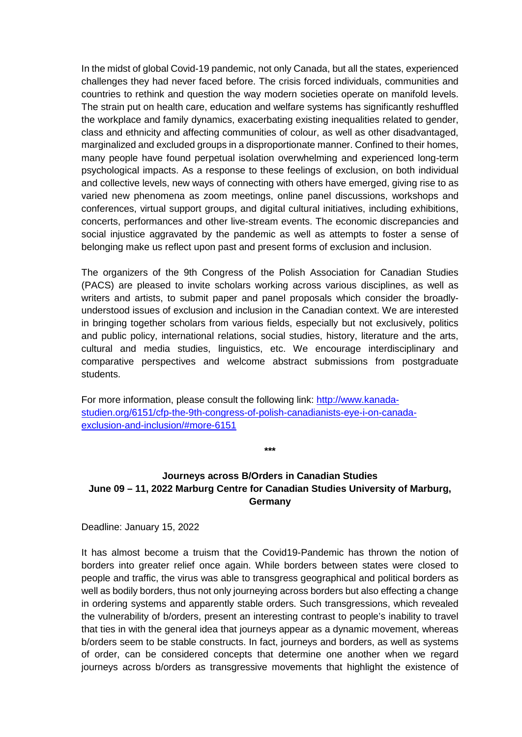In the midst of global Covid-19 pandemic, not only Canada, but all the states, experienced challenges they had never faced before. The crisis forced individuals, communities and countries to rethink and question the way modern societies operate on manifold levels. The strain put on health care, education and welfare systems has significantly reshuffled the workplace and family dynamics, exacerbating existing inequalities related to gender, class and ethnicity and affecting communities of colour, as well as other disadvantaged, marginalized and excluded groups in a disproportionate manner. Confined to their homes, many people have found perpetual isolation overwhelming and experienced long-term psychological impacts. As a response to these feelings of exclusion, on both individual and collective levels, new ways of connecting with others have emerged, giving rise to as varied new phenomena as zoom meetings, online panel discussions, workshops and conferences, virtual support groups, and digital cultural initiatives, including exhibitions, concerts, performances and other live-stream events. The economic discrepancies and social injustice aggravated by the pandemic as well as attempts to foster a sense of belonging make us reflect upon past and present forms of exclusion and inclusion.

The organizers of the 9th Congress of the Polish Association for Canadian Studies (PACS) are pleased to invite scholars working across various disciplines, as well as writers and artists, to submit paper and panel proposals which consider the broadly-understood issues of exclusion and inclusion in the Canadian context. We are interested in bringing together scholars from various fields, especially but not exclusively, politics and public policy, international relations, social studies, history, literature and the arts, cultural and media studies, linguistics, etc. We encourage interdisciplinary and comparative perspectives and welcome abstract submissions from postgraduate students.

For more information, please consult the following link: [http://www.kanada-studien.org/6151/cfp-the-9th-congress-of-polish-canadianists-eye-i-on-canada-exclusion-and-inclusion/#more-6151](http://www.kanada-studien.org/6151/cfp-the-9th-congress-of-polish-canadianists-eye-i-on-canada-exclusion-and-inclusion/#more-6151)

***

### Journeys across B/Orders in Canadian Studies
### June 09 – 11, 2022 Marburg Centre for Canadian Studies University of Marburg, Germany

Deadline: January 15, 2022

It has almost become a truism that the Covid19-Pandemic has thrown the notion of borders into greater relief once again. While borders between states were closed to people and traffic, the virus was able to transgress geographical and political borders as well as bodily borders, thus not only journeying across borders but also effecting a change in ordering systems and apparently stable orders. Such transgressions, which revealed the vulnerability of b/orders, present an interesting contrast to people's inability to travel that ties in with the general idea that journeys appear as a dynamic movement, whereas b/orders seem to be stable constructs. In fact, journeys and borders, as well as systems of order, can be considered concepts that determine one another when we regard journeys across b/orders as transgressive movements that highlight the existence of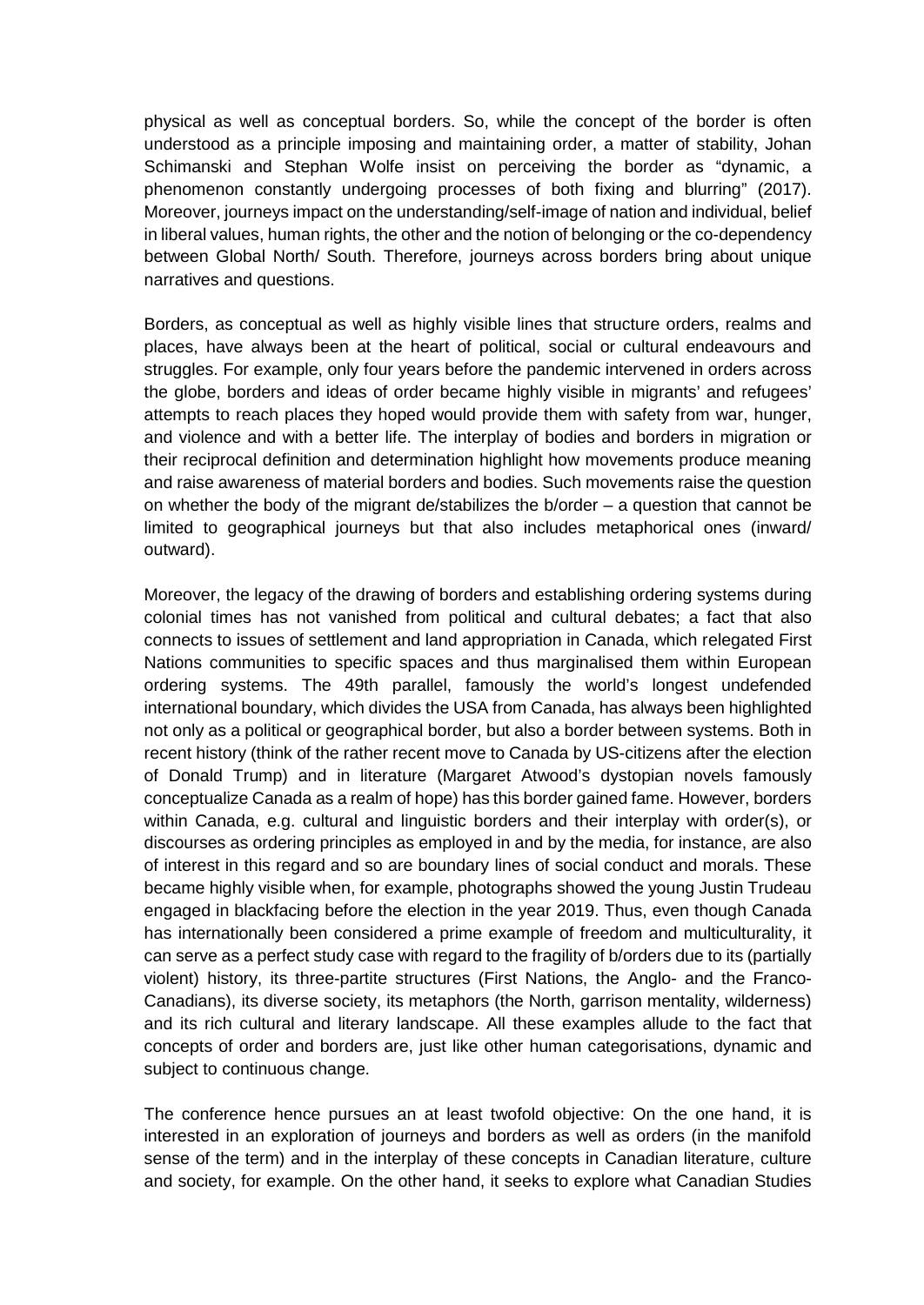physical as well as conceptual borders. So, while the concept of the border is often understood as a principle imposing and maintaining order, a matter of stability, Johan Schimanski and Stephan Wolfe insist on perceiving the border as "dynamic, a phenomenon constantly undergoing processes of both fixing and blurring" (2017). Moreover, journeys impact on the understanding/self-image of nation and individual, belief in liberal values, human rights, the other and the notion of belonging or the co-dependency between Global North/ South. Therefore, journeys across borders bring about unique narratives and questions.

Borders, as conceptual as well as highly visible lines that structure orders, realms and places, have always been at the heart of political, social or cultural endeavours and struggles. For example, only four years before the pandemic intervened in orders across the globe, borders and ideas of order became highly visible in migrants' and refugees' attempts to reach places they hoped would provide them with safety from war, hunger, and violence and with a better life. The interplay of bodies and borders in migration or their reciprocal definition and determination highlight how movements produce meaning and raise awareness of material borders and bodies. Such movements raise the question on whether the body of the migrant de/stabilizes the b/order – a question that cannot be limited to geographical journeys but that also includes metaphorical ones (inward/ outward).

Moreover, the legacy of the drawing of borders and establishing ordering systems during colonial times has not vanished from political and cultural debates; a fact that also connects to issues of settlement and land appropriation in Canada, which relegated First Nations communities to specific spaces and thus marginalised them within European ordering systems. The 49th parallel, famously the world's longest undefended international boundary, which divides the USA from Canada, has always been highlighted not only as a political or geographical border, but also a border between systems. Both in recent history (think of the rather recent move to Canada by US-citizens after the election of Donald Trump) and in literature (Margaret Atwood's dystopian novels famously conceptualize Canada as a realm of hope) has this border gained fame. However, borders within Canada, e.g. cultural and linguistic borders and their interplay with order(s), or discourses as ordering principles as employed in and by the media, for instance, are also of interest in this regard and so are boundary lines of social conduct and morals. These became highly visible when, for example, photographs showed the young Justin Trudeau engaged in blackfacing before the election in the year 2019. Thus, even though Canada has internationally been considered a prime example of freedom and multiculturality, it can serve as a perfect study case with regard to the fragility of b/orders due to its (partially violent) history, its three-partite structures (First Nations, the Anglo- and the Franco-Canadians), its diverse society, its metaphors (the North, garrison mentality, wilderness) and its rich cultural and literary landscape. All these examples allude to the fact that concepts of order and borders are, just like other human categorisations, dynamic and subject to continuous change.

The conference hence pursues an at least twofold objective: On the one hand, it is interested in an exploration of journeys and borders as well as orders (in the manifold sense of the term) and in the interplay of these concepts in Canadian literature, culture and society, for example. On the other hand, it seeks to explore what Canadian Studies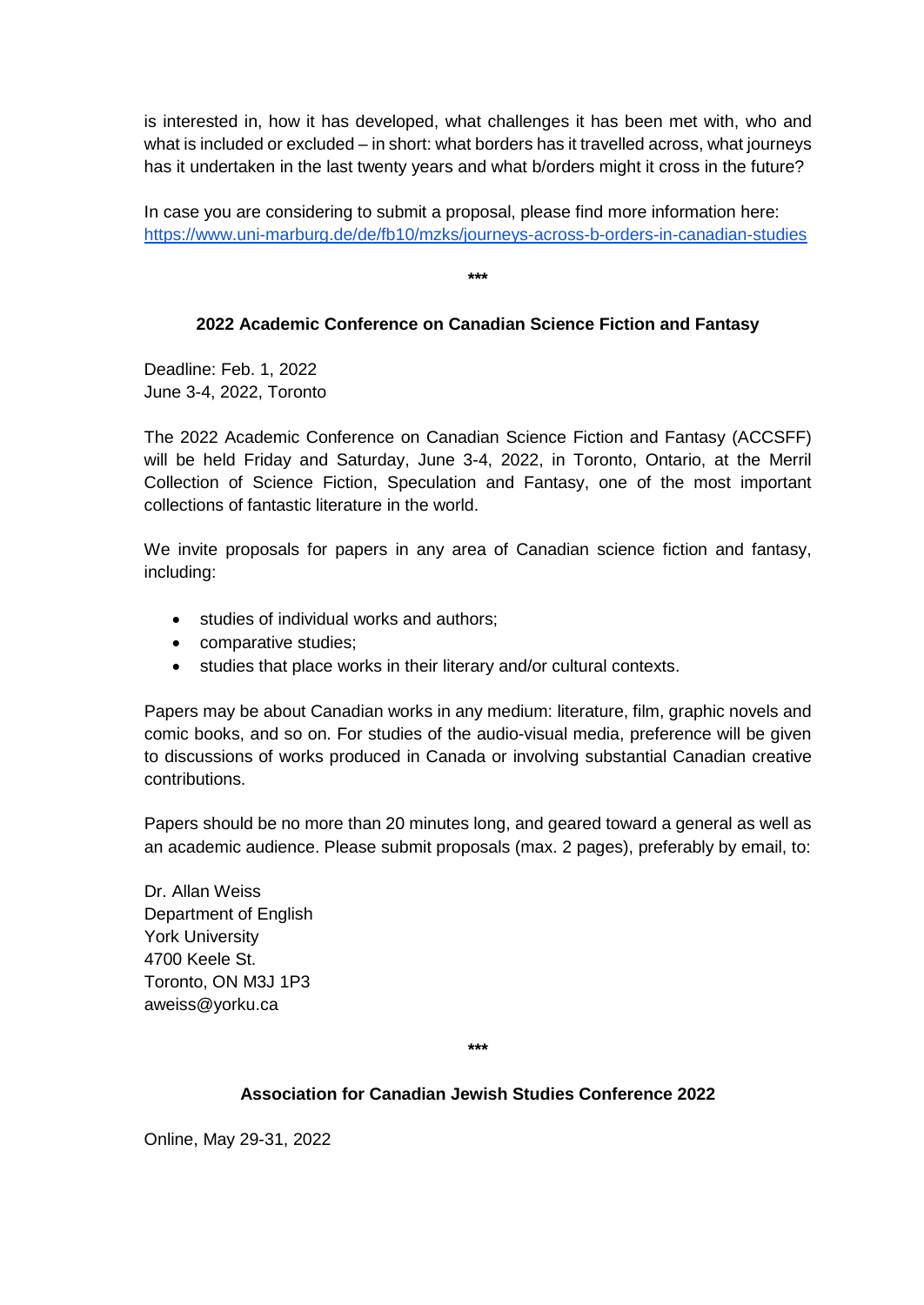is interested in, how it has developed, what challenges it has been met with, who and what is included or excluded – in short: what borders has it travelled across, what journeys has it undertaken in the last twenty years and what b/orders might it cross in the future?

In case you are considering to submit a proposal, please find more information here: https://www.uni-marburg.de/de/fb10/mzks/journeys-across-b-orders-in-canadian-studies

***

### 2022 Academic Conference on Canadian Science Fiction and Fantasy

Deadline: Feb. 1, 2022
June 3-4, 2022, Toronto

The 2022 Academic Conference on Canadian Science Fiction and Fantasy (ACCSFF) will be held Friday and Saturday, June 3-4, 2022, in Toronto, Ontario, at the Merril Collection of Science Fiction, Speculation and Fantasy, one of the most important collections of fantastic literature in the world.

We invite proposals for papers in any area of Canadian science fiction and fantasy, including:

- studies of individual works and authors;
- comparative studies;
- studies that place works in their literary and/or cultural contexts.

Papers may be about Canadian works in any medium: literature, film, graphic novels and comic books, and so on. For studies of the audio-visual media, preference will be given to discussions of works produced in Canada or involving substantial Canadian creative contributions.

Papers should be no more than 20 minutes long, and geared toward a general as well as an academic audience. Please submit proposals (max. 2 pages), preferably by email, to:

Dr. Allan Weiss
Department of English
York University
4700 Keele St.
Toronto, ON M3J 1P3
aweiss@yorku.ca

***

### Association for Canadian Jewish Studies Conference 2022

Online, May 29-31, 2022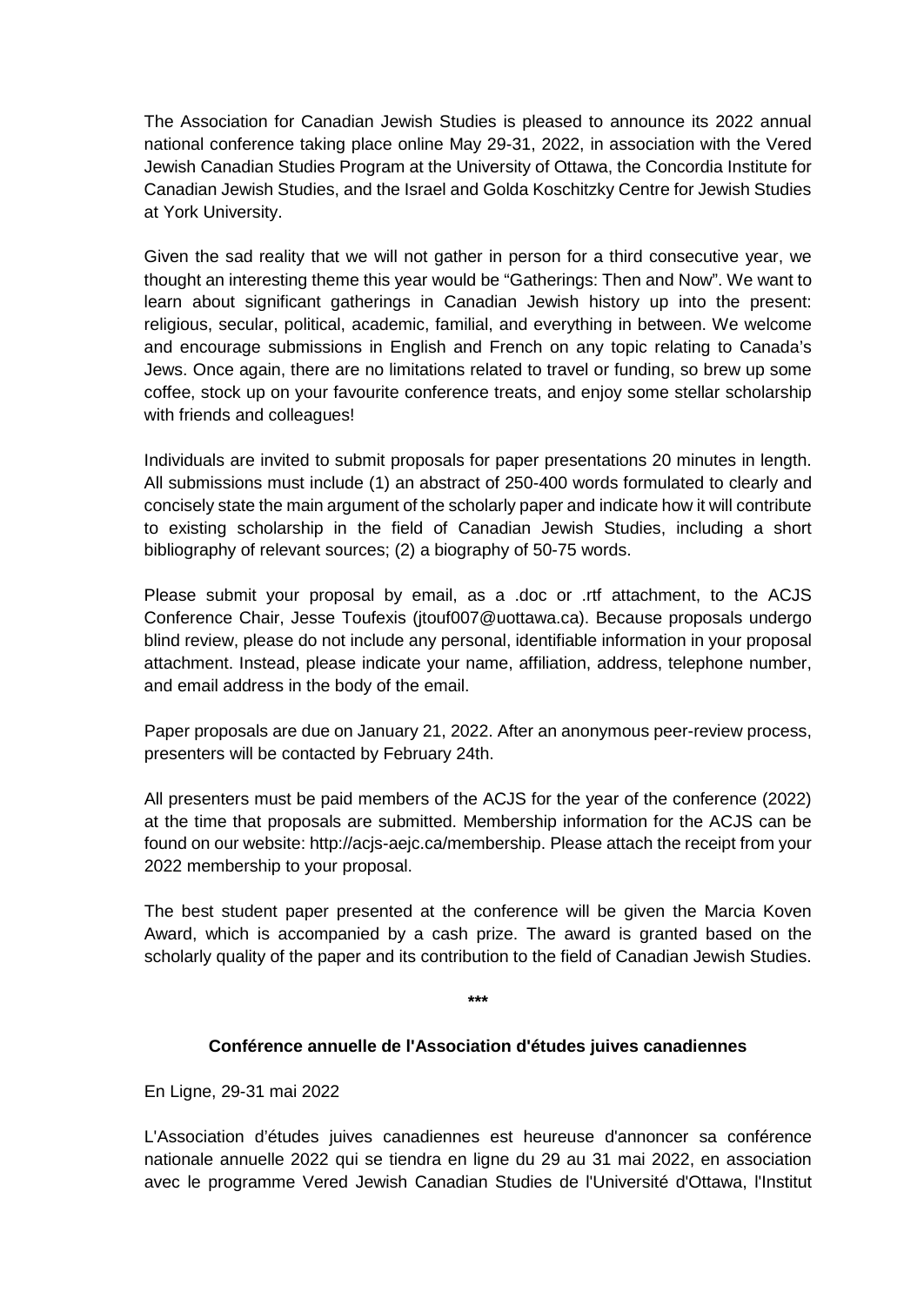The Association for Canadian Jewish Studies is pleased to announce its 2022 annual national conference taking place online May 29-31, 2022, in association with the Vered Jewish Canadian Studies Program at the University of Ottawa, the Concordia Institute for Canadian Jewish Studies, and the Israel and Golda Koschitzky Centre for Jewish Studies at York University.

Given the sad reality that we will not gather in person for a third consecutive year, we thought an interesting theme this year would be "Gatherings: Then and Now". We want to learn about significant gatherings in Canadian Jewish history up into the present: religious, secular, political, academic, familial, and everything in between. We welcome and encourage submissions in English and French on any topic relating to Canada's Jews. Once again, there are no limitations related to travel or funding, so brew up some coffee, stock up on your favourite conference treats, and enjoy some stellar scholarship with friends and colleagues!

Individuals are invited to submit proposals for paper presentations 20 minutes in length. All submissions must include (1) an abstract of 250-400 words formulated to clearly and concisely state the main argument of the scholarly paper and indicate how it will contribute to existing scholarship in the field of Canadian Jewish Studies, including a short bibliography of relevant sources; (2) a biography of 50-75 words.

Please submit your proposal by email, as a .doc or .rtf attachment, to the ACJS Conference Chair, Jesse Toufexis (jtouf007@uottawa.ca). Because proposals undergo blind review, please do not include any personal, identifiable information in your proposal attachment. Instead, please indicate your name, affiliation, address, telephone number, and email address in the body of the email.

Paper proposals are due on January 21, 2022. After an anonymous peer-review process, presenters will be contacted by February 24th.

All presenters must be paid members of the ACJS for the year of the conference (2022) at the time that proposals are submitted. Membership information for the ACJS can be found on our website: http://acjs-aejc.ca/membership. Please attach the receipt from your 2022 membership to your proposal.

The best student paper presented at the conference will be given the Marcia Koven Award, which is accompanied by a cash prize. The award is granted based on the scholarly quality of the paper and its contribution to the field of Canadian Jewish Studies.

***

**Conférence annuelle de l'Association d'études juives canadiennes**

En Ligne, 29-31 mai 2022

L'Association d'études juives canadiennes est heureuse d'annoncer sa conférence nationale annuelle 2022 qui se tiendra en ligne du 29 au 31 mai 2022, en association avec le programme Vered Jewish Canadian Studies de l'Université d'Ottawa, l'Institut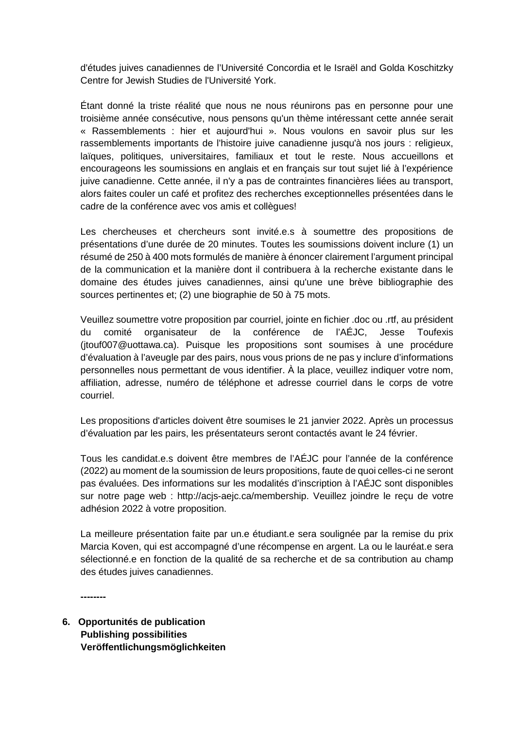d'études juives canadiennes de l'Université Concordia et le Israël and Golda Koschitzky Centre for Jewish Studies de l'Université York.

Étant donné la triste réalité que nous ne nous réunirons pas en personne pour une troisième année consécutive, nous pensons qu'un thème intéressant cette année serait « Rassemblements : hier et aujourd'hui ». Nous voulons en savoir plus sur les rassemblements importants de l'histoire juive canadienne jusqu'à nos jours : religieux, laïques, politiques, universitaires, familiaux et tout le reste. Nous accueillons et encourageons les soumissions en anglais et en français sur tout sujet lié à l'expérience juive canadienne. Cette année, il n'y a pas de contraintes financières liées au transport, alors faites couler un café et profitez des recherches exceptionnelles présentées dans le cadre de la conférence avec vos amis et collègues!

Les chercheuses et chercheurs sont invité.e.s à soumettre des propositions de présentations d'une durée de 20 minutes. Toutes les soumissions doivent inclure (1) un résumé de 250 à 400 mots formulés de manière à énoncer clairement l'argument principal de la communication et la manière dont il contribuera à la recherche existante dans le domaine des études juives canadiennes, ainsi qu'une une brève bibliographie des sources pertinentes et; (2) une biographie de 50 à 75 mots.

Veuillez soumettre votre proposition par courriel, jointe en fichier .doc ou .rtf, au président du comité organisateur de la conférence de l'AÉJC, Jesse Toufexis (jtouf007@uottawa.ca). Puisque les propositions sont soumises à une procédure d'évaluation à l'aveugle par des pairs, nous vous prions de ne pas y inclure d'informations personnelles nous permettant de vous identifier. À la place, veuillez indiquer votre nom, affiliation, adresse, numéro de téléphone et adresse courriel dans le corps de votre courriel.

Les propositions d'articles doivent être soumises le 21 janvier 2022. Après un processus d'évaluation par les pairs, les présentateurs seront contactés avant le 24 février.

Tous les candidat.e.s doivent être membres de l'AÉJC pour l'année de la conférence (2022) au moment de la soumission de leurs propositions, faute de quoi celles-ci ne seront pas évaluées. Des informations sur les modalités d'inscription à l'AÉJC sont disponibles sur notre page web : http://acjs-aejc.ca/membership. Veuillez joindre le reçu de votre adhésion 2022 à votre proposition.

La meilleure présentation faite par un.e étudiant.e sera soulignée par la remise du prix Marcia Koven, qui est accompagné d'une récompense en argent. La ou le lauréat.e sera sélectionné.e en fonction de la qualité de sa recherche et de sa contribution au champ des études juives canadiennes.

**--------**

## 6. Opportunités de publication
## Publishing possibilities
## Veröffentlichungsmöglichkeiten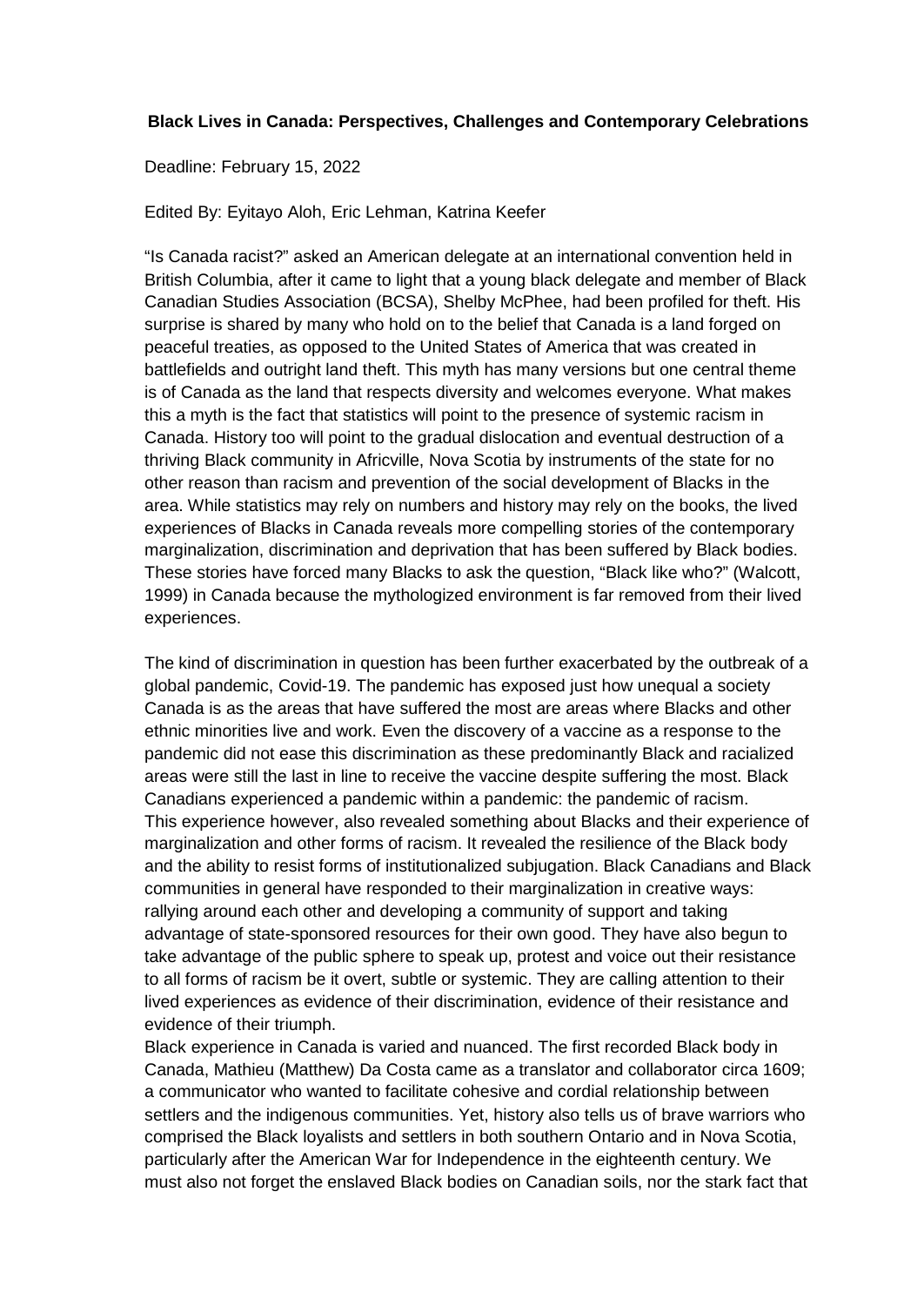**Black Lives in Canada: Perspectives, Challenges and Contemporary Celebrations**

Deadline: February 15, 2022

Edited By: Eyitayo Aloh, Eric Lehman, Katrina Keefer

"Is Canada racist?" asked an American delegate at an international convention held in British Columbia, after it came to light that a young black delegate and member of Black Canadian Studies Association (BCSA), Shelby McPhee, had been profiled for theft. His surprise is shared by many who hold on to the belief that Canada is a land forged on peaceful treaties, as opposed to the United States of America that was created in battlefields and outright land theft. This myth has many versions but one central theme is of Canada as the land that respects diversity and welcomes everyone. What makes this a myth is the fact that statistics will point to the presence of systemic racism in Canada. History too will point to the gradual dislocation and eventual destruction of a thriving Black community in Africville, Nova Scotia by instruments of the state for no other reason than racism and prevention of the social development of Blacks in the area. While statistics may rely on numbers and history may rely on the books, the lived experiences of Blacks in Canada reveals more compelling stories of the contemporary marginalization, discrimination and deprivation that has been suffered by Black bodies. These stories have forced many Blacks to ask the question, "Black like who?" (Walcott, 1999) in Canada because the mythologized environment is far removed from their lived experiences.

The kind of discrimination in question has been further exacerbated by the outbreak of a global pandemic, Covid-19. The pandemic has exposed just how unequal a society Canada is as the areas that have suffered the most are areas where Blacks and other ethnic minorities live and work. Even the discovery of a vaccine as a response to the pandemic did not ease this discrimination as these predominantly Black and racialized areas were still the last in line to receive the vaccine despite suffering the most. Black Canadians experienced a pandemic within a pandemic: the pandemic of racism. This experience however, also revealed something about Blacks and their experience of marginalization and other forms of racism. It revealed the resilience of the Black body and the ability to resist forms of institutionalized subjugation. Black Canadians and Black communities in general have responded to their marginalization in creative ways: rallying around each other and developing a community of support and taking advantage of state-sponsored resources for their own good. They have also begun to take advantage of the public sphere to speak up, protest and voice out their resistance to all forms of racism be it overt, subtle or systemic. They are calling attention to their lived experiences as evidence of their discrimination, evidence of their resistance and evidence of their triumph.

Black experience in Canada is varied and nuanced. The first recorded Black body in Canada, Mathieu (Matthew) Da Costa came as a translator and collaborator circa 1609; a communicator who wanted to facilitate cohesive and cordial relationship between settlers and the indigenous communities. Yet, history also tells us of brave warriors who comprised the Black loyalists and settlers in both southern Ontario and in Nova Scotia, particularly after the American War for Independence in the eighteenth century. We must also not forget the enslaved Black bodies on Canadian soils, nor the stark fact that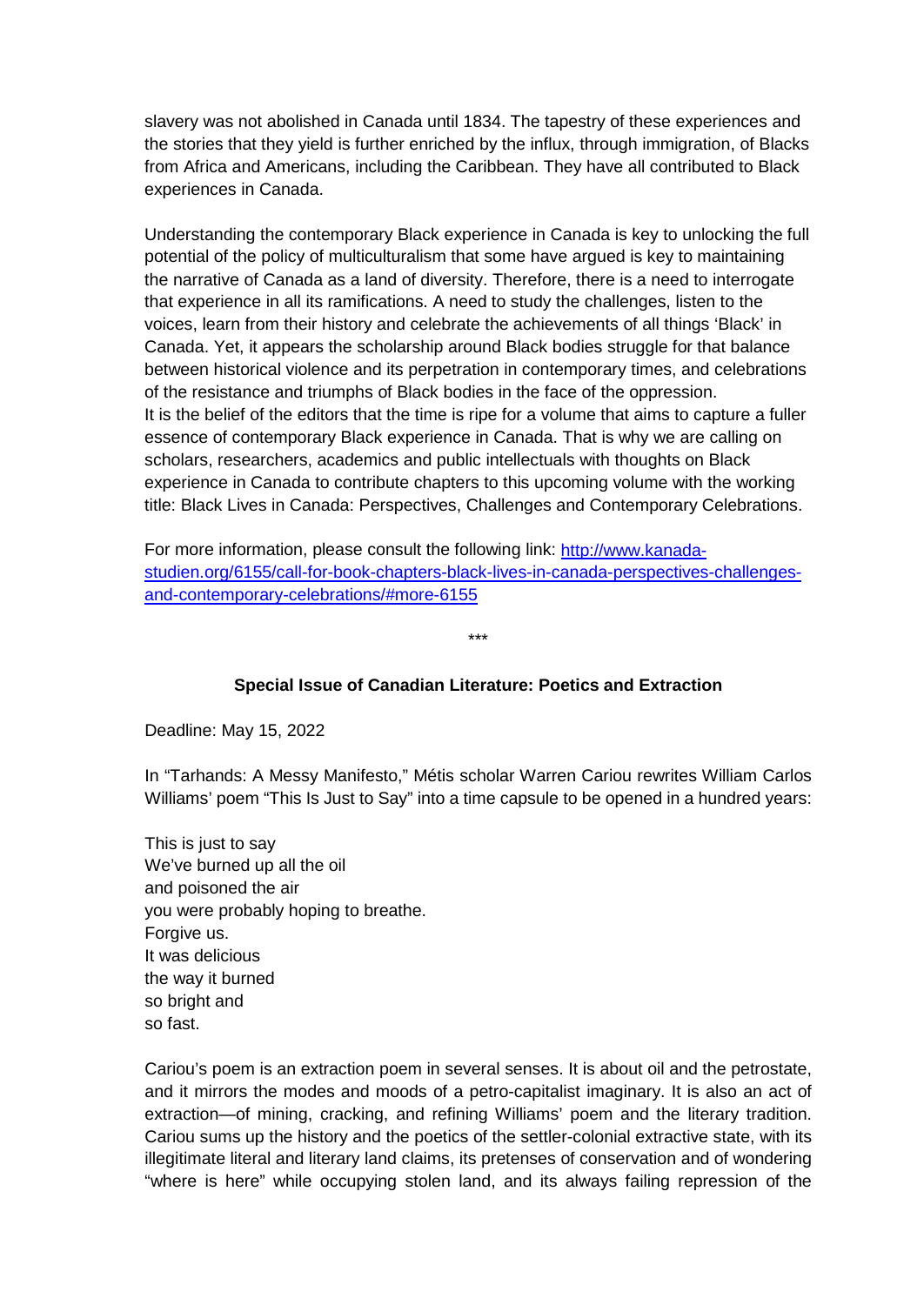slavery was not abolished in Canada until 1834. The tapestry of these experiences and the stories that they yield is further enriched by the influx, through immigration, of Blacks from Africa and Americans, including the Caribbean. They have all contributed to Black experiences in Canada.

Understanding the contemporary Black experience in Canada is key to unlocking the full potential of the policy of multiculturalism that some have argued is key to maintaining the narrative of Canada as a land of diversity. Therefore, there is a need to interrogate that experience in all its ramifications. A need to study the challenges, listen to the voices, learn from their history and celebrate the achievements of all things 'Black' in Canada. Yet, it appears the scholarship around Black bodies struggle for that balance between historical violence and its perpetration in contemporary times, and celebrations of the resistance and triumphs of Black bodies in the face of the oppression.
It is the belief of the editors that the time is ripe for a volume that aims to capture a fuller essence of contemporary Black experience in Canada. That is why we are calling on scholars, researchers, academics and public intellectuals with thoughts on Black experience in Canada to contribute chapters to this upcoming volume with the working title: Black Lives in Canada: Perspectives, Challenges and Contemporary Celebrations.

For more information, please consult the following link: [http://www.kanada-studien.org/6155/call-for-book-chapters-black-lives-in-canada-perspectives-challenges-and-contemporary-celebrations/#more-6155](http://www.kanada-studien.org/6155/call-for-book-chapters-black-lives-in-canada-perspectives-challenges-and-contemporary-celebrations/#more-6155)

\*\*\*

## Special Issue of Canadian Literature: Poetics and Extraction

Deadline: May 15, 2022

In "Tarhands: A Messy Manifesto," Métis scholar Warren Cariou rewrites William Carlos Williams' poem "This Is Just to Say" into a time capsule to be opened in a hundred years:

This is just to say  
We've burned up all the oil  
and poisoned the air  
you were probably hoping to breathe.  
Forgive us.  
It was delicious  
the way it burned  
so bright and  
so fast.

Cariou's poem is an extraction poem in several senses. It is about oil and the petrostate, and it mirrors the modes and moods of a petro-capitalist imaginary. It is also an act of extraction—of mining, cracking, and refining Williams' poem and the literary tradition. Cariou sums up the history and the poetics of the settler-colonial extractive state, with its illegitimate literal and literary land claims, its pretenses of conservation and of wondering "where is here" while occupying stolen land, and its always failing repression of the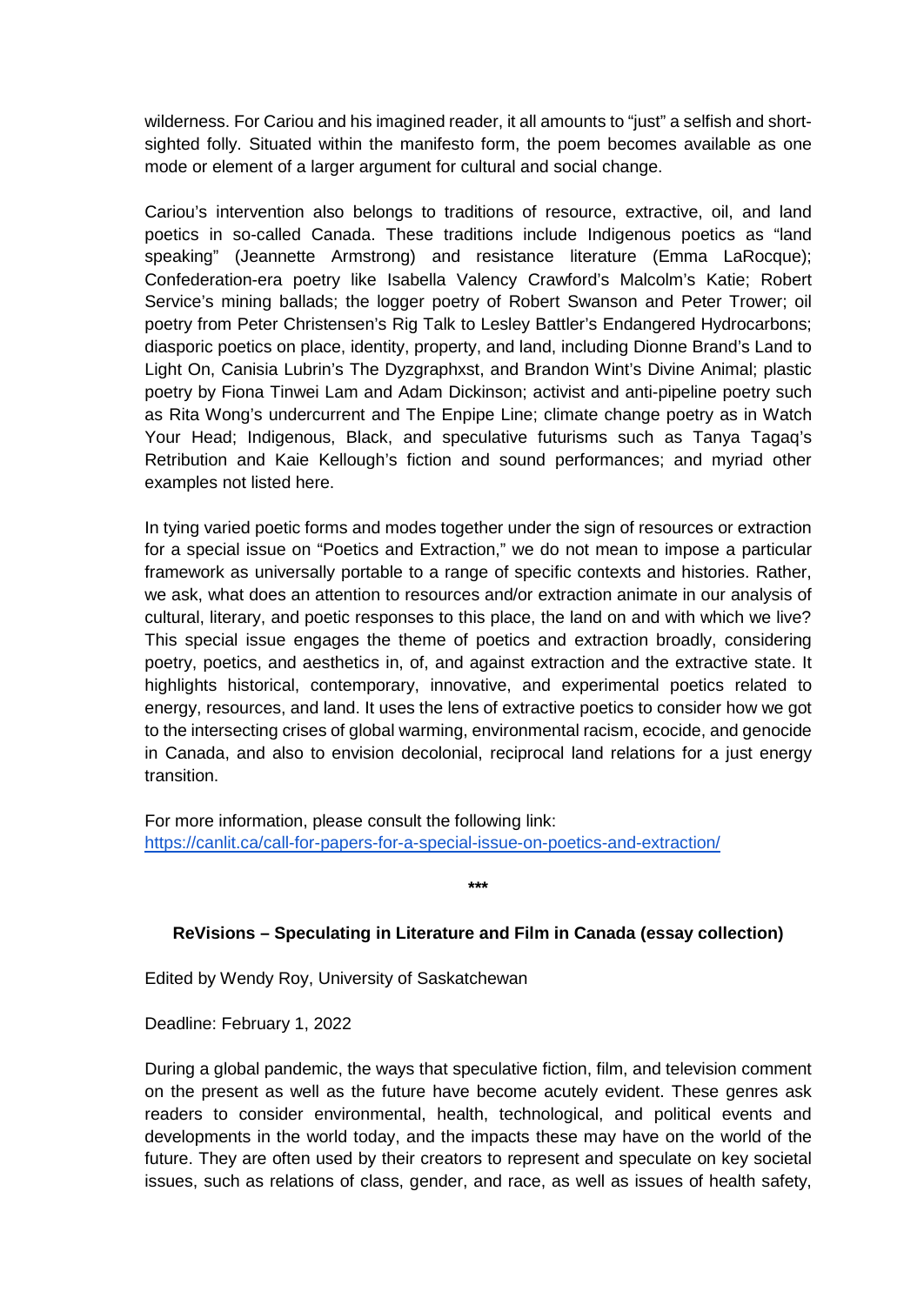wilderness. For Cariou and his imagined reader, it all amounts to "just" a selfish and short-sighted folly. Situated within the manifesto form, the poem becomes available as one mode or element of a larger argument for cultural and social change.

Cariou's intervention also belongs to traditions of resource, extractive, oil, and land poetics in so-called Canada. These traditions include Indigenous poetics as "land speaking" (Jeannette Armstrong) and resistance literature (Emma LaRocque); Confederation-era poetry like Isabella Valency Crawford's Malcolm's Katie; Robert Service's mining ballads; the logger poetry of Robert Swanson and Peter Trower; oil poetry from Peter Christensen's Rig Talk to Lesley Battler's Endangered Hydrocarbons; diasporic poetics on place, identity, property, and land, including Dionne Brand's Land to Light On, Canisia Lubrin's The Dyzgraphxst, and Brandon Wint's Divine Animal; plastic poetry by Fiona Tinwei Lam and Adam Dickinson; activist and anti-pipeline poetry such as Rita Wong's undercurrent and The Enpipe Line; climate change poetry as in Watch Your Head; Indigenous, Black, and speculative futurisms such as Tanya Tagaq's Retribution and Kaie Kellough's fiction and sound performances; and myriad other examples not listed here.

In tying varied poetic forms and modes together under the sign of resources or extraction for a special issue on "Poetics and Extraction," we do not mean to impose a particular framework as universally portable to a range of specific contexts and histories. Rather, we ask, what does an attention to resources and/or extraction animate in our analysis of cultural, literary, and poetic responses to this place, the land on and with which we live? This special issue engages the theme of poetics and extraction broadly, considering poetry, poetics, and aesthetics in, of, and against extraction and the extractive state. It highlights historical, contemporary, innovative, and experimental poetics related to energy, resources, and land. It uses the lens of extractive poetics to consider how we got to the intersecting crises of global warming, environmental racism, ecocide, and genocide in Canada, and also to envision decolonial, reciprocal land relations for a just energy transition.

For more information, please consult the following link:
https://canlit.ca/call-for-papers-for-a-special-issue-on-poetics-and-extraction/

***

**ReVisions – Speculating in Literature and Film in Canada (essay collection)**

Edited by Wendy Roy, University of Saskatchewan

Deadline: February 1, 2022

During a global pandemic, the ways that speculative fiction, film, and television comment on the present as well as the future have become acutely evident. These genres ask readers to consider environmental, health, technological, and political events and developments in the world today, and the impacts these may have on the world of the future. They are often used by their creators to represent and speculate on key societal issues, such as relations of class, gender, and race, as well as issues of health safety,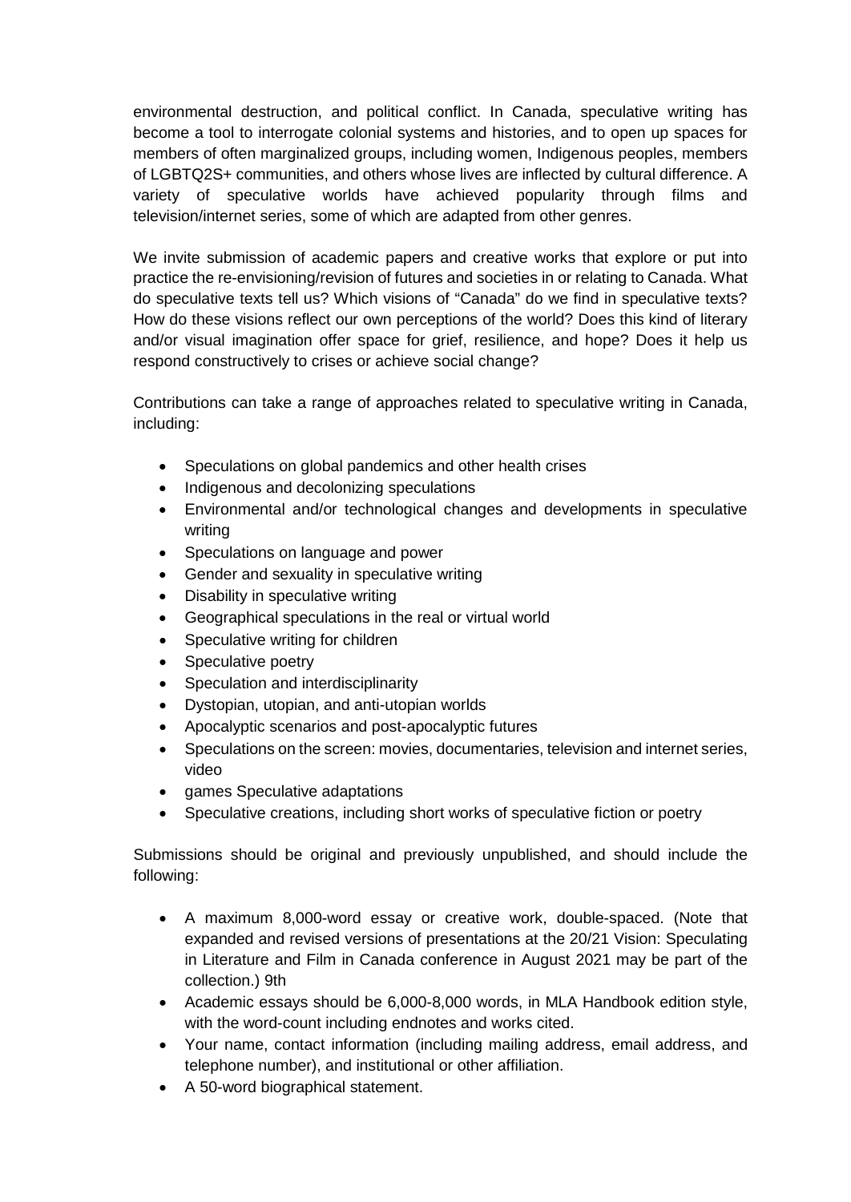environmental destruction, and political conflict. In Canada, speculative writing has become a tool to interrogate colonial systems and histories, and to open up spaces for members of often marginalized groups, including women, Indigenous peoples, members of LGBTQ2S+ communities, and others whose lives are inflected by cultural difference. A variety of speculative worlds have achieved popularity through films and television/internet series, some of which are adapted from other genres.

We invite submission of academic papers and creative works that explore or put into practice the re-envisioning/revision of futures and societies in or relating to Canada. What do speculative texts tell us? Which visions of "Canada" do we find in speculative texts? How do these visions reflect our own perceptions of the world? Does this kind of literary and/or visual imagination offer space for grief, resilience, and hope? Does it help us respond constructively to crises or achieve social change?

Contributions can take a range of approaches related to speculative writing in Canada, including:

- Speculations on global pandemics and other health crises
- Indigenous and decolonizing speculations
- Environmental and/or technological changes and developments in speculative writing
- Speculations on language and power
- Gender and sexuality in speculative writing
- Disability in speculative writing
- Geographical speculations in the real or virtual world
- Speculative writing for children
- Speculative poetry
- Speculation and interdisciplinarity
- Dystopian, utopian, and anti-utopian worlds
- Apocalyptic scenarios and post-apocalyptic futures
- Speculations on the screen: movies, documentaries, television and internet series, video
- games Speculative adaptations
- Speculative creations, including short works of speculative fiction or poetry

Submissions should be original and previously unpublished, and should include the following:

- A maximum 8,000-word essay or creative work, double-spaced. (Note that expanded and revised versions of presentations at the 20/21 Vision: Speculating in Literature and Film in Canada conference in August 2021 may be part of the collection.) 9th
- Academic essays should be 6,000-8,000 words, in MLA Handbook edition style, with the word-count including endnotes and works cited.
- Your name, contact information (including mailing address, email address, and telephone number), and institutional or other affiliation.
- A 50-word biographical statement.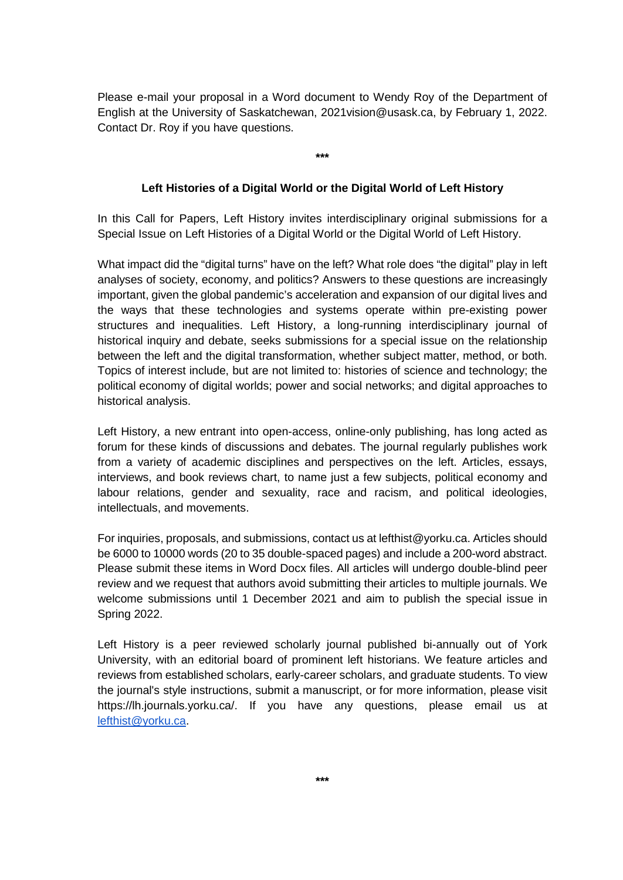Please e-mail your proposal in a Word document to Wendy Roy of the Department of English at the University of Saskatchewan, 2021vision@usask.ca, by February 1, 2022. Contact Dr. Roy if you have questions.

***

**Left Histories of a Digital World or the Digital World of Left History**

In this Call for Papers, Left History invites interdisciplinary original submissions for a Special Issue on Left Histories of a Digital World or the Digital World of Left History.

What impact did the "digital turns" have on the left? What role does "the digital" play in left analyses of society, economy, and politics? Answers to these questions are increasingly important, given the global pandemic's acceleration and expansion of our digital lives and the ways that these technologies and systems operate within pre-existing power structures and inequalities. Left History, a long-running interdisciplinary journal of historical inquiry and debate, seeks submissions for a special issue on the relationship between the left and the digital transformation, whether subject matter, method, or both. Topics of interest include, but are not limited to: histories of science and technology; the political economy of digital worlds; power and social networks; and digital approaches to historical analysis.

Left History, a new entrant into open-access, online-only publishing, has long acted as forum for these kinds of discussions and debates. The journal regularly publishes work from a variety of academic disciplines and perspectives on the left. Articles, essays, interviews, and book reviews chart, to name just a few subjects, political economy and labour relations, gender and sexuality, race and racism, and political ideologies, intellectuals, and movements.

For inquiries, proposals, and submissions, contact us at lefthist@yorku.ca. Articles should be 6000 to 10000 words (20 to 35 double-spaced pages) and include a 200-word abstract. Please submit these items in Word Docx files. All articles will undergo double-blind peer review and we request that authors avoid submitting their articles to multiple journals. We welcome submissions until 1 December 2021 and aim to publish the special issue in Spring 2022.

Left History is a peer reviewed scholarly journal published bi-annually out of York University, with an editorial board of prominent left historians. We feature articles and reviews from established scholars, early-career scholars, and graduate students. To view the journal's style instructions, submit a manuscript, or for more information, please visit https://lh.journals.yorku.ca/. If you have any questions, please email us at [lefthist@yorku.ca](mailto:lefthist@yorku.ca).

***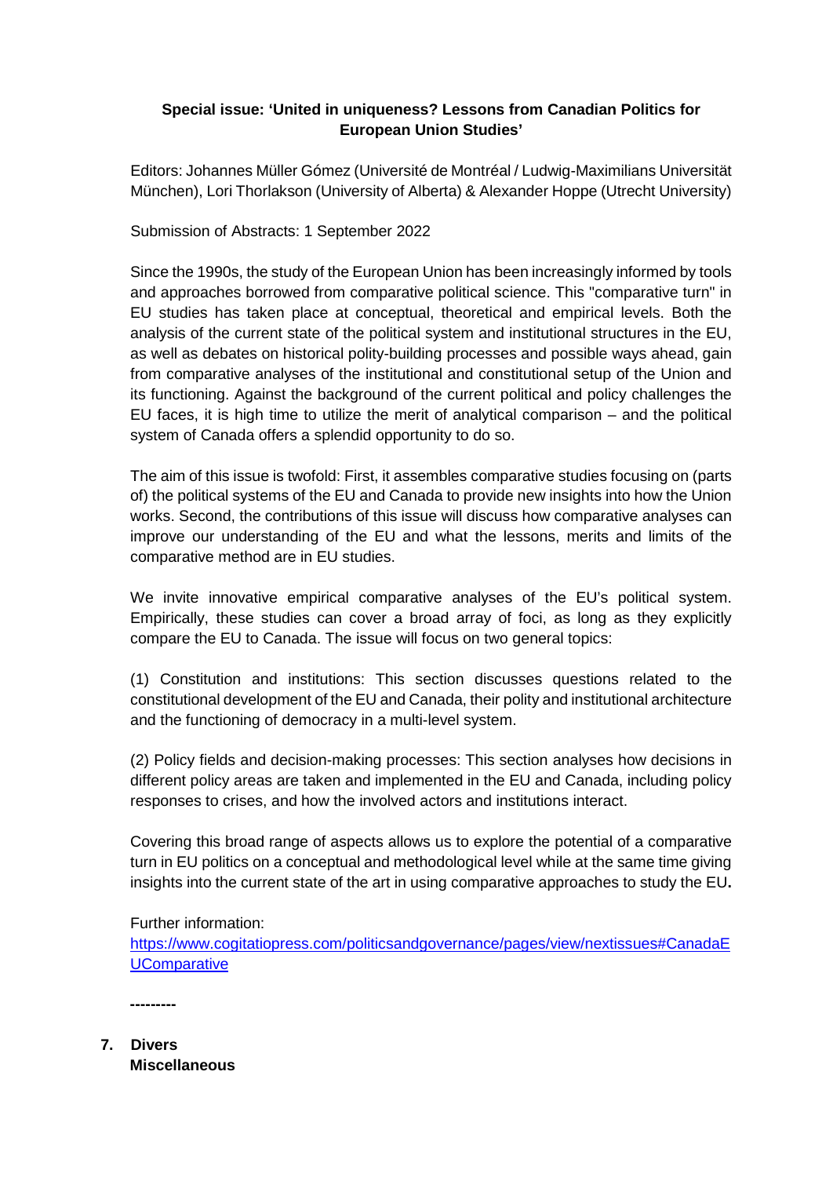**Special issue: 'United in uniqueness? Lessons from Canadian Politics for European Union Studies'**

Editors: Johannes Müller Gómez (Université de Montréal / Ludwig-Maximilians Universität München), Lori Thorlakson (University of Alberta) & Alexander Hoppe (Utrecht University)

Submission of Abstracts: 1 September 2022

Since the 1990s, the study of the European Union has been increasingly informed by tools and approaches borrowed from comparative political science. This "comparative turn" in EU studies has taken place at conceptual, theoretical and empirical levels. Both the analysis of the current state of the political system and institutional structures in the EU, as well as debates on historical polity-building processes and possible ways ahead, gain from comparative analyses of the institutional and constitutional setup of the Union and its functioning. Against the background of the current political and policy challenges the EU faces, it is high time to utilize the merit of analytical comparison – and the political system of Canada offers a splendid opportunity to do so.

The aim of this issue is twofold: First, it assembles comparative studies focusing on (parts of) the political systems of the EU and Canada to provide new insights into how the Union works. Second, the contributions of this issue will discuss how comparative analyses can improve our understanding of the EU and what the lessons, merits and limits of the comparative method are in EU studies.

We invite innovative empirical comparative analyses of the EU's political system. Empirically, these studies can cover a broad array of foci, as long as they explicitly compare the EU to Canada. The issue will focus on two general topics:

(1) Constitution and institutions: This section discusses questions related to the constitutional development of the EU and Canada, their polity and institutional architecture and the functioning of democracy in a multi-level system.

(2) Policy fields and decision-making processes: This section analyses how decisions in different policy areas are taken and implemented in the EU and Canada, including policy responses to crises, and how the involved actors and institutions interact.

Covering this broad range of aspects allows us to explore the potential of a comparative turn in EU politics on a conceptual and methodological level while at the same time giving insights into the current state of the art in using comparative approaches to study the EU.

Further information:
[https://www.cogitatiopress.com/politicsandgovernance/pages/view/nextissues#CanadaEUComparative](https://www.cogitatiopress.com/politicsandgovernance/pages/view/nextissues#CanadaEUComparative)

---------

## 7. Divers
**Miscellaneous**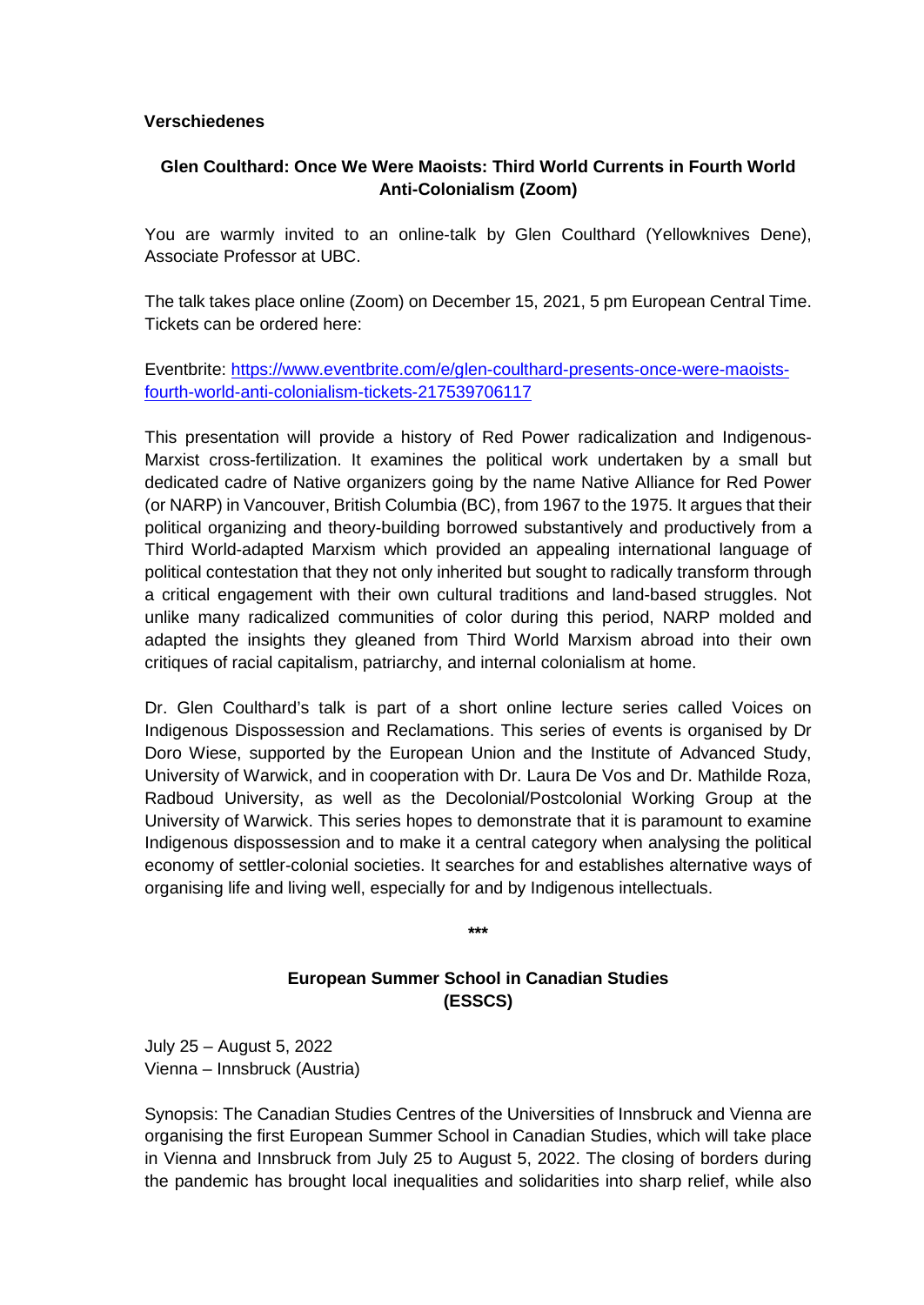**Verschiedenes**

## Glen Coulthard: Once We Were Maoists: Third World Currents in Fourth World Anti-Colonialism (Zoom)

You are warmly invited to an online-talk by Glen Coulthard (Yellowknives Dene), Associate Professor at UBC.

The talk takes place online (Zoom) on December 15, 2021, 5 pm European Central Time. Tickets can be ordered here:

Eventbrite: [https://www.eventbrite.com/e/glen-coulthard-presents-once-were-maoists-fourth-world-anti-colonialism-tickets-217539706117](https://www.eventbrite.com/e/glen-coulthard-presents-once-were-maoists-fourth-world-anti-colonialism-tickets-217539706117)

This presentation will provide a history of Red Power radicalization and Indigenous-Marxist cross-fertilization. It examines the political work undertaken by a small but dedicated cadre of Native organizers going by the name Native Alliance for Red Power (or NARP) in Vancouver, British Columbia (BC), from 1967 to the 1975. It argues that their political organizing and theory-building borrowed substantively and productively from a Third World-adapted Marxism which provided an appealing international language of political contestation that they not only inherited but sought to radically transform through a critical engagement with their own cultural traditions and land-based struggles. Not unlike many radicalized communities of color during this period, NARP molded and adapted the insights they gleaned from Third World Marxism abroad into their own critiques of racial capitalism, patriarchy, and internal colonialism at home.

Dr. Glen Coulthard's talk is part of a short online lecture series called Voices on Indigenous Dispossession and Reclamations. This series of events is organised by Dr Doro Wiese, supported by the European Union and the Institute of Advanced Study, University of Warwick, and in cooperation with Dr. Laura De Vos and Dr. Mathilde Roza, Radboud University, as well as the Decolonial/Postcolonial Working Group at the University of Warwick. This series hopes to demonstrate that it is paramount to examine Indigenous dispossession and to make it a central category when analysing the political economy of settler-colonial societies. It searches for and establishes alternative ways of organising life and living well, especially for and by Indigenous intellectuals.

***

## European Summer School in Canadian Studies (ESSCS)

July 25 – August 5, 2022
Vienna – Innsbruck (Austria)

Synopsis: The Canadian Studies Centres of the Universities of Innsbruck and Vienna are organising the first European Summer School in Canadian Studies, which will take place in Vienna and Innsbruck from July 25 to August 5, 2022. The closing of borders during the pandemic has brought local inequalities and solidarities into sharp relief, while also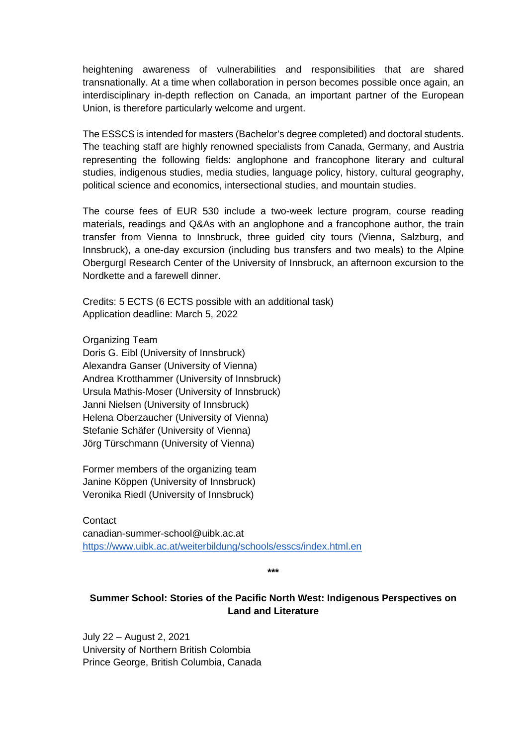heightening awareness of vulnerabilities and responsibilities that are shared transnationally. At a time when collaboration in person becomes possible once again, an interdisciplinary in-depth reflection on Canada, an important partner of the European Union, is therefore particularly welcome and urgent.

The ESSCS is intended for masters (Bachelor's degree completed) and doctoral students. The teaching staff are highly renowned specialists from Canada, Germany, and Austria representing the following fields: anglophone and francophone literary and cultural studies, indigenous studies, media studies, language policy, history, cultural geography, political science and economics, intersectional studies, and mountain studies.

The course fees of EUR 530 include a two-week lecture program, course reading materials, readings and Q&As with an anglophone and a francophone author, the train transfer from Vienna to Innsbruck, three guided city tours (Vienna, Salzburg, and Innsbruck), a one-day excursion (including bus transfers and two meals) to the Alpine Obergurgl Research Center of the University of Innsbruck, an afternoon excursion to the Nordkette and a farewell dinner.

Credits: 5 ECTS (6 ECTS possible with an additional task)
Application deadline: March 5, 2022

Organizing Team
Doris G. Eibl (University of Innsbruck)
Alexandra Ganser (University of Vienna)
Andrea Krotthammer (University of Innsbruck)
Ursula Mathis-Moser (University of Innsbruck)
Janni Nielsen (University of Innsbruck)
Helena Oberzaucher (University of Vienna)
Stefanie Schäfer (University of Vienna)
Jörg Türschmann (University of Vienna)

Former members of the organizing team
Janine Köppen (University of Innsbruck)
Veronika Riedl (University of Innsbruck)

Contact
canadian-summer-school@uibk.ac.at
https://www.uibk.ac.at/weiterbildung/schools/esscs/index.html.en

***

**Summer School: Stories of the Pacific North West: Indigenous Perspectives on Land and Literature**

July 22 – August 2, 2021
University of Northern British Colombia
Prince George, British Columbia, Canada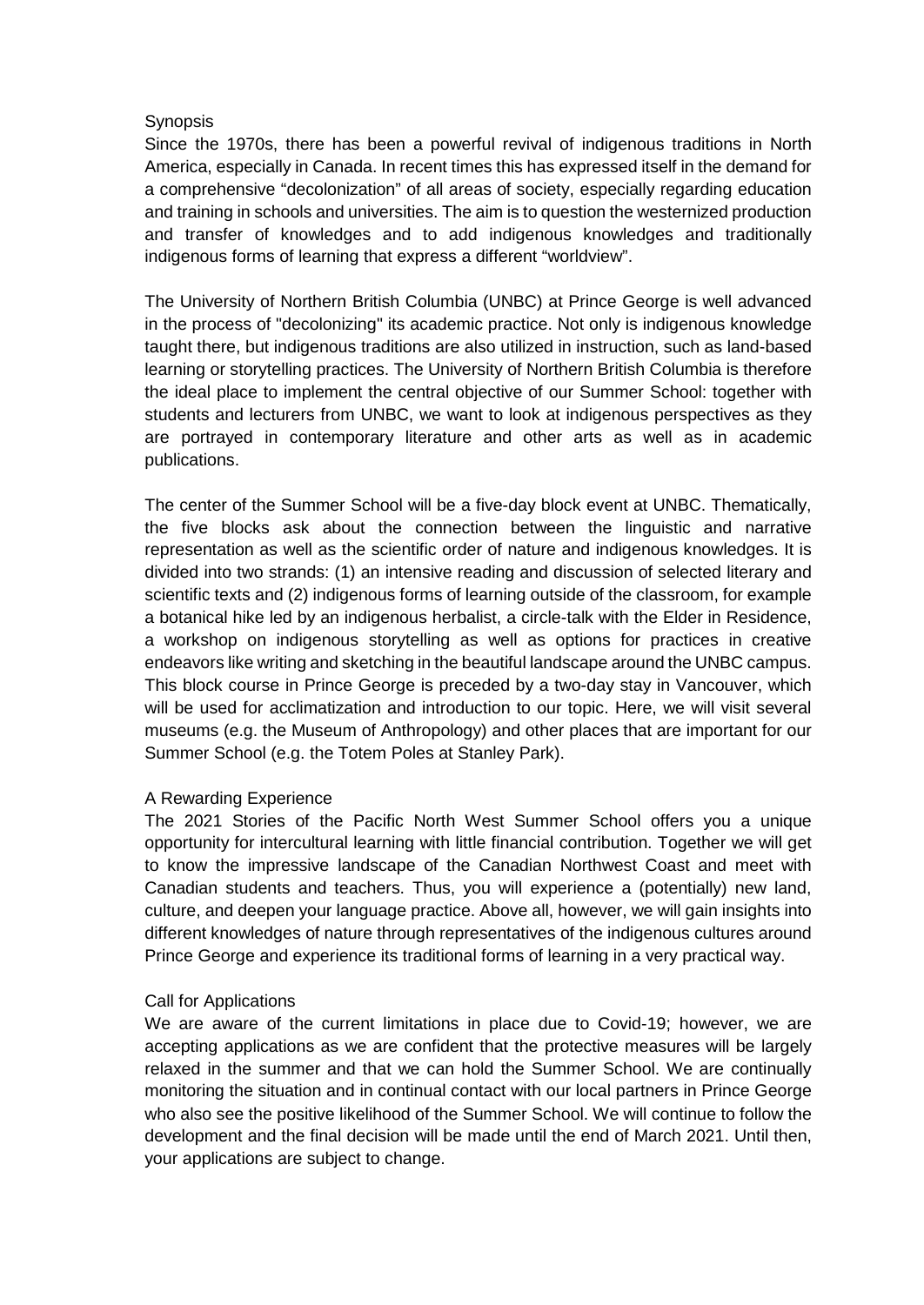## Synopsis

Since the 1970s, there has been a powerful revival of indigenous traditions in North America, especially in Canada. In recent times this has expressed itself in the demand for a comprehensive "decolonization" of all areas of society, especially regarding education and training in schools and universities. The aim is to question the westernized production and transfer of knowledges and to add indigenous knowledges and traditionally indigenous forms of learning that express a different "worldview".

The University of Northern British Columbia (UNBC) at Prince George is well advanced in the process of "decolonizing" its academic practice. Not only is indigenous knowledge taught there, but indigenous traditions are also utilized in instruction, such as land-based learning or storytelling practices. The University of Northern British Columbia is therefore the ideal place to implement the central objective of our Summer School: together with students and lecturers from UNBC, we want to look at indigenous perspectives as they are portrayed in contemporary literature and other arts as well as in academic publications.

The center of the Summer School will be a five-day block event at UNBC. Thematically, the five blocks ask about the connection between the linguistic and narrative representation as well as the scientific order of nature and indigenous knowledges. It is divided into two strands: (1) an intensive reading and discussion of selected literary and scientific texts and (2) indigenous forms of learning outside of the classroom, for example a botanical hike led by an indigenous herbalist, a circle-talk with the Elder in Residence, a workshop on indigenous storytelling as well as options for practices in creative endeavors like writing and sketching in the beautiful landscape around the UNBC campus. This block course in Prince George is preceded by a two-day stay in Vancouver, which will be used for acclimatization and introduction to our topic. Here, we will visit several museums (e.g. the Museum of Anthropology) and other places that are important for our Summer School (e.g. the Totem Poles at Stanley Park).

## A Rewarding Experience

The 2021 Stories of the Pacific North West Summer School offers you a unique opportunity for intercultural learning with little financial contribution. Together we will get to know the impressive landscape of the Canadian Northwest Coast and meet with Canadian students and teachers. Thus, you will experience a (potentially) new land, culture, and deepen your language practice. Above all, however, we will gain insights into different knowledges of nature through representatives of the indigenous cultures around Prince George and experience its traditional forms of learning in a very practical way.

## Call for Applications

We are aware of the current limitations in place due to Covid-19; however, we are accepting applications as we are confident that the protective measures will be largely relaxed in the summer and that we can hold the Summer School. We are continually monitoring the situation and in continual contact with our local partners in Prince George who also see the positive likelihood of the Summer School. We will continue to follow the development and the final decision will be made until the end of March 2021. Until then, your applications are subject to change.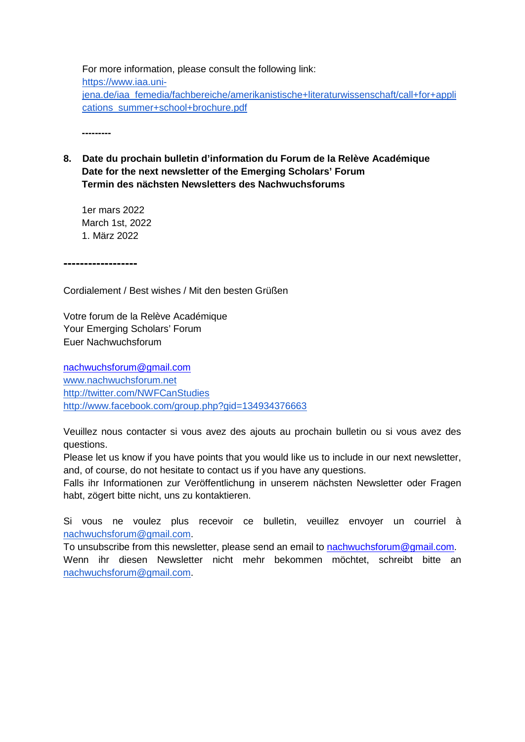For more information, please consult the following link:
https://www.iaa.uni-jena.de/iaa_femedia/fachbereiche/amerikanistische+literaturwissenschaft/call+for+applications_summer+school+brochure.pdf

---------

**8. Date du prochain bulletin d'information du Forum de la Relève Académique**
**Date for the next newsletter of the Emerging Scholars' Forum**
**Termin des nächsten Newsletters des Nachwuchsforums**

1er mars 2022
March 1st, 2022
1. März 2022

**------------------**

Cordialement / Best wishes / Mit den besten Grüßen

Votre forum de la Relève Académique
Your Emerging Scholars' Forum
Euer Nachwuchsforum

nachwuchsforum@gmail.com
www.nachwuchsforum.net
http://twitter.com/NWFCanStudies
http://www.facebook.com/group.php?gid=134934376663

Veuillez nous contacter si vous avez des ajouts au prochain bulletin ou si vous avez des questions.
Please let us know if you have points that you would like us to include in our next newsletter, and, of course, do not hesitate to contact us if you have any questions.
Falls ihr Informationen zur Veröffentlichung in unserem nächsten Newsletter oder Fragen habt, zögert bitte nicht, uns zu kontaktieren.

Si vous ne voulez plus recevoir ce bulletin, veuillez envoyer un courriel à nachwuchsforum@gmail.com.
To unsubscribe from this newsletter, please send an email to nachwuchsforum@gmail.com.
Wenn ihr diesen Newsletter nicht mehr bekommen möchtet, schreibt bitte an nachwuchsforum@gmail.com.